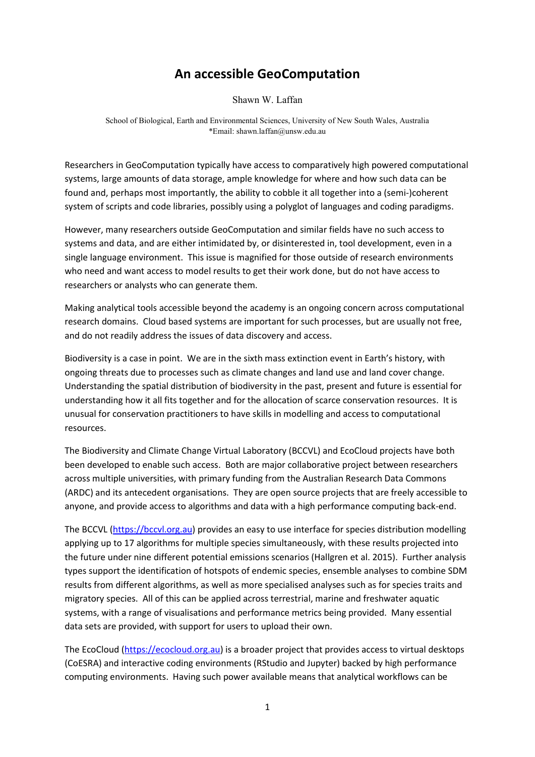# An accessible GeoComputation

Shawn W. Laffan

School of Biological, Earth and Environmental Sciences, University of New South Wales, Australia
*Email: shawn.laffan@unsw.edu.au

Researchers in GeoComputation typically have access to comparatively high powered computational systems, large amounts of data storage, ample knowledge for where and how such data can be found and, perhaps most importantly, the ability to cobble it all together into a (semi-)coherent system of scripts and code libraries, possibly using a polyglot of languages and coding paradigms.

However, many researchers outside GeoComputation and similar fields have no such access to systems and data, and are either intimidated by, or disinterested in, tool development, even in a single language environment. This issue is magnified for those outside of research environments who need and want access to model results to get their work done, but do not have access to researchers or analysts who can generate them.

Making analytical tools accessible beyond the academy is an ongoing concern across computational research domains. Cloud based systems are important for such processes, but are usually not free, and do not readily address the issues of data discovery and access.

Biodiversity is a case in point. We are in the sixth mass extinction event in Earth's history, with ongoing threats due to processes such as climate changes and land use and land cover change. Understanding the spatial distribution of biodiversity in the past, present and future is essential for understanding how it all fits together and for the allocation of scarce conservation resources. It is unusual for conservation practitioners to have skills in modelling and access to computational resources.

The Biodiversity and Climate Change Virtual Laboratory (BCCVL) and EcoCloud projects have both been developed to enable such access. Both are major collaborative project between researchers across multiple universities, with primary funding from the Australian Research Data Commons (ARDC) and its antecedent organisations. They are open source projects that are freely accessible to anyone, and provide access to algorithms and data with a high performance computing back-end.

The BCCVL (https://bccvl.org.au) provides an easy to use interface for species distribution modelling applying up to 17 algorithms for multiple species simultaneously, with these results projected into the future under nine different potential emissions scenarios (Hallgren et al. 2015). Further analysis types support the identification of hotspots of endemic species, ensemble analyses to combine SDM results from different algorithms, as well as more specialised analyses such as for species traits and migratory species. All of this can be applied across terrestrial, marine and freshwater aquatic systems, with a range of visualisations and performance metrics being provided. Many essential data sets are provided, with support for users to upload their own.

The EcoCloud (https://ecocloud.org.au) is a broader project that provides access to virtual desktops (CoESRA) and interactive coding environments (RStudio and Jupyter) backed by high performance computing environments. Having such power available means that analytical workflows can be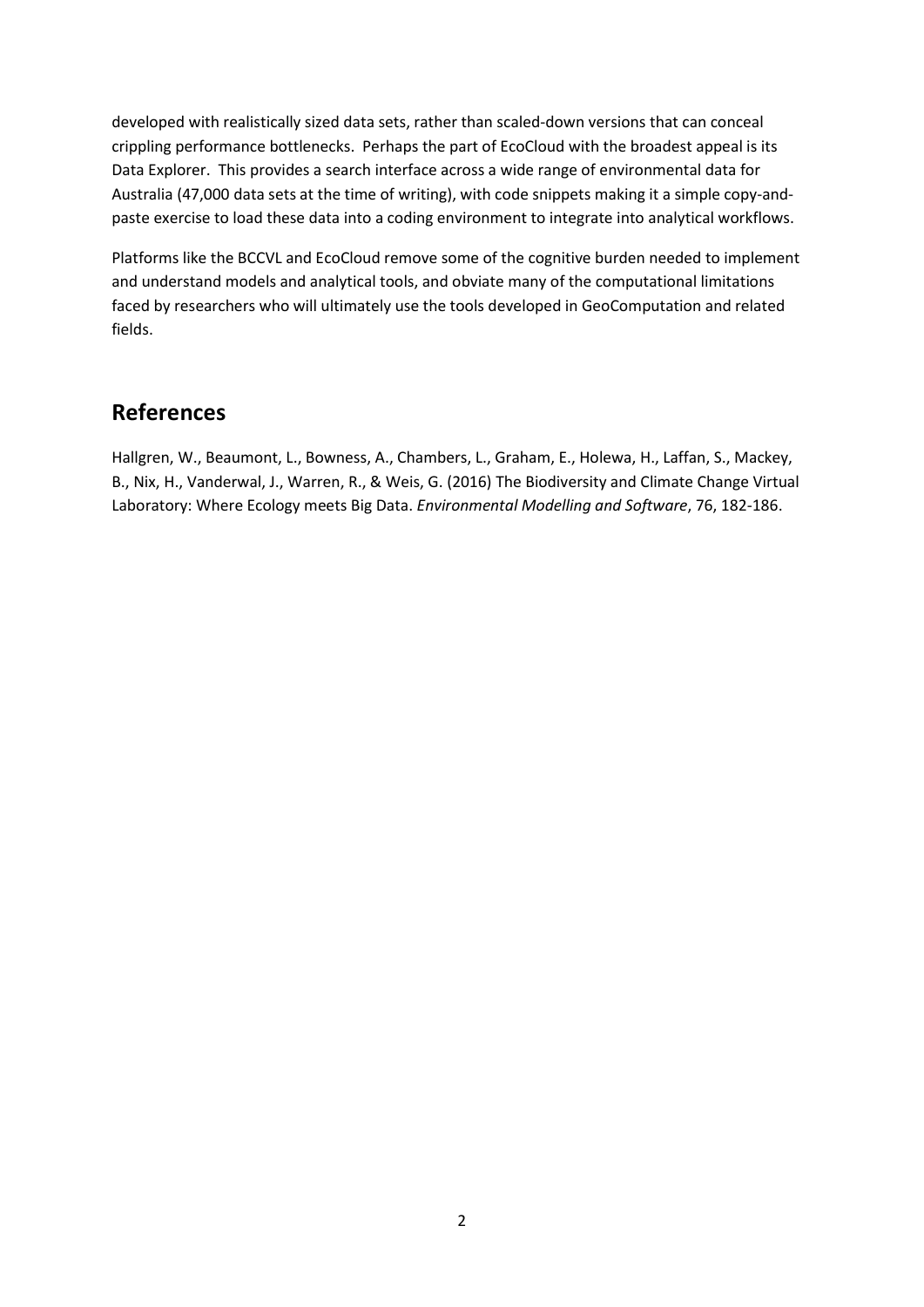developed with realistically sized data sets, rather than scaled-down versions that can conceal crippling performance bottlenecks. Perhaps the part of EcoCloud with the broadest appeal is its Data Explorer. This provides a search interface across a wide range of environmental data for Australia (47,000 data sets at the time of writing), with code snippets making it a simple copy-and-paste exercise to load these data into a coding environment to integrate into analytical workflows.

Platforms like the BCCVL and EcoCloud remove some of the cognitive burden needed to implement and understand models and analytical tools, and obviate many of the computational limitations faced by researchers who will ultimately use the tools developed in GeoComputation and related fields.

## References

Hallgren, W., Beaumont, L., Bowness, A., Chambers, L., Graham, E., Holewa, H., Laffan, S., Mackey, B., Nix, H., Vanderwal, J., Warren, R., & Weis, G. (2016) The Biodiversity and Climate Change Virtual Laboratory: Where Ecology meets Big Data. *Environmental Modelling and Software*, 76, 182-186.